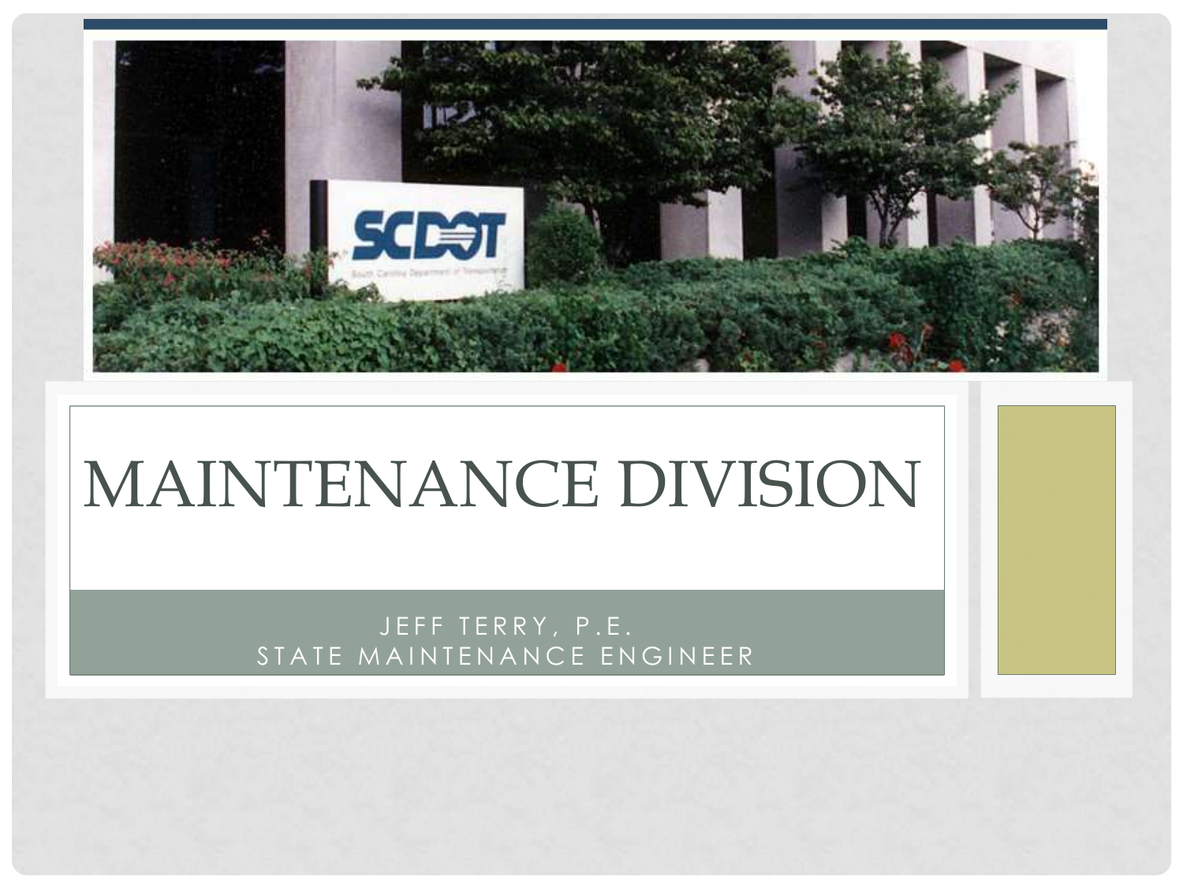# MAINTENANCE DIVISION

JEFF TERRY, P.E.
STATE MAINTENANCE ENGINEER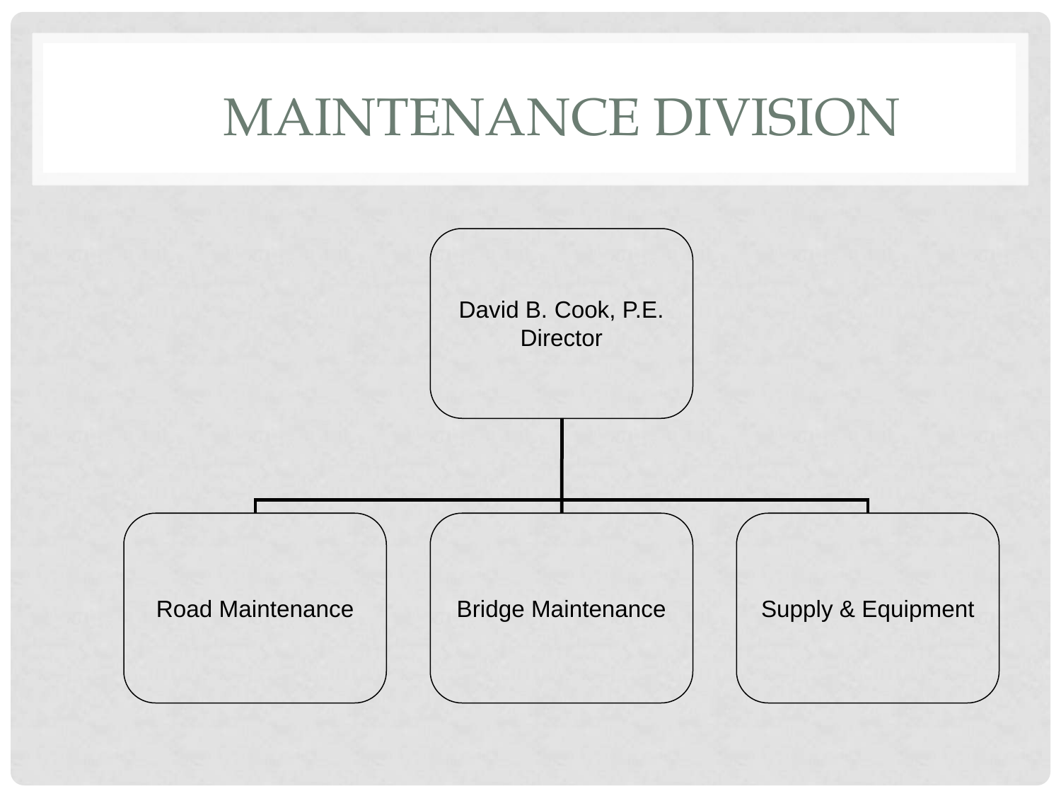# MAINTENANCE DIVISION

David B. Cook, P.E.
Director

Road Maintenance

Bridge Maintenance

Supply & Equipment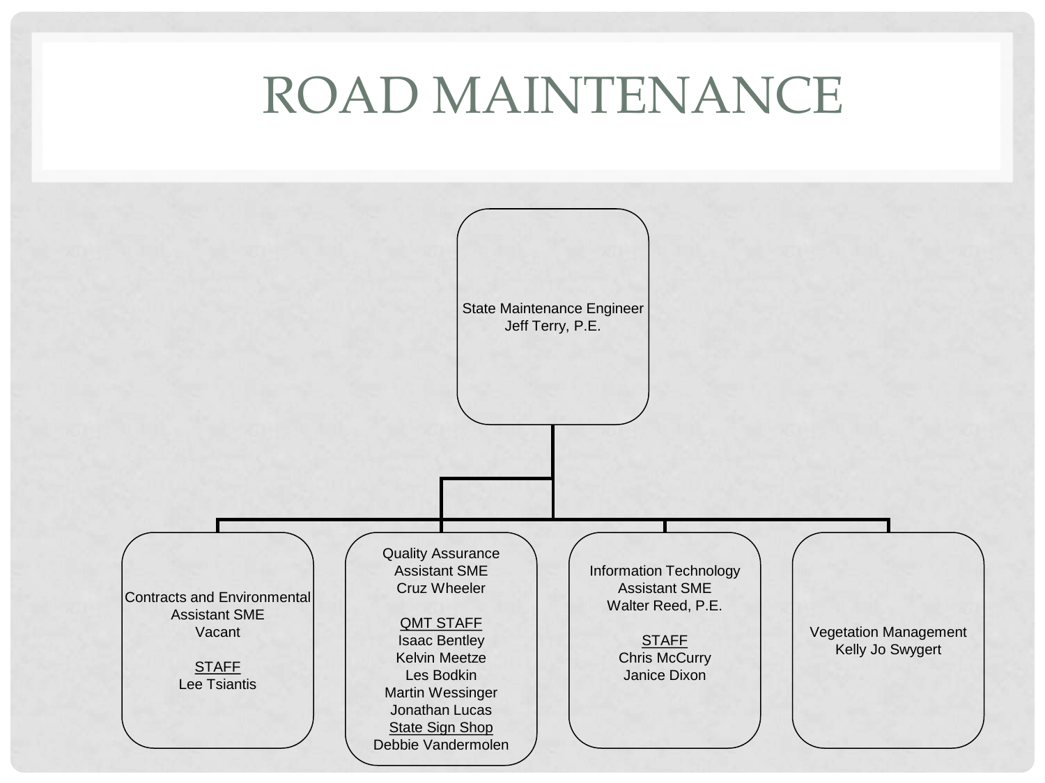# ROAD MAINTENANCE

State Maintenance Engineer
Jeff Terry, P.E.

Contracts and Environmental
Assistant SME
Vacant

STAFF
Lee Tsiantis

Quality Assurance
Assistant SME
Cruz Wheeler

QMT STAFF
Isaac Bentley
Kelvin Meetze
Les Bodkin
Martin Wessinger
Jonathan Lucas
State Sign Shop
Debbie Vandermolen

Information Technology
Assistant SME
Walter Reed, P.E.

STAFF
Chris McCurry
Janice Dixon

Vegetation Management
Kelly Jo Swygert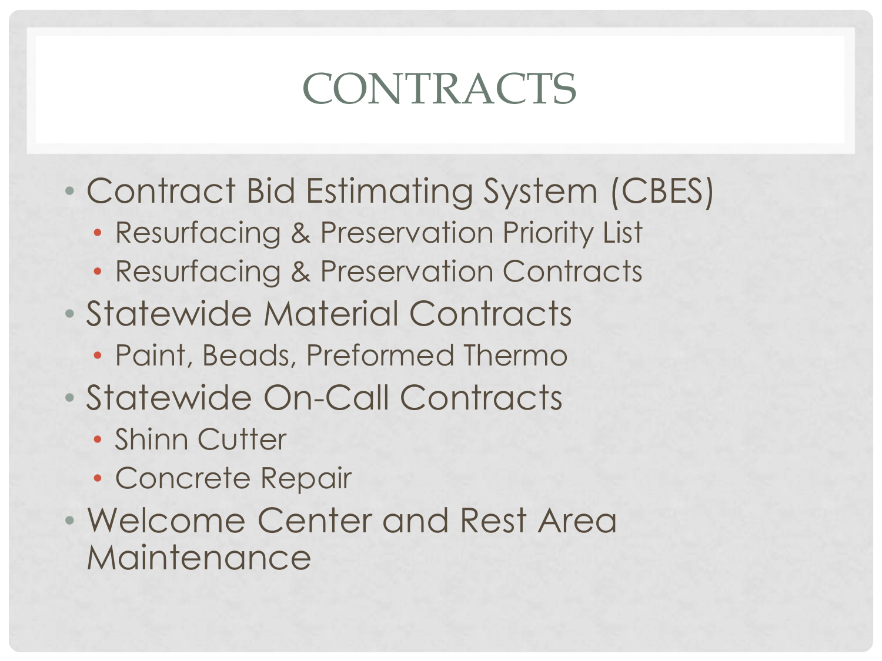# CONTRACTS

- Contract Bid Estimating System (CBES)
  - Resurfacing & Preservation Priority List
  - Resurfacing & Preservation Contracts
- Statewide Material Contracts
  - Paint, Beads, Preformed Thermo
- Statewide On-Call Contracts
  - Shinn Cutter
  - Concrete Repair
- Welcome Center and Rest Area Maintenance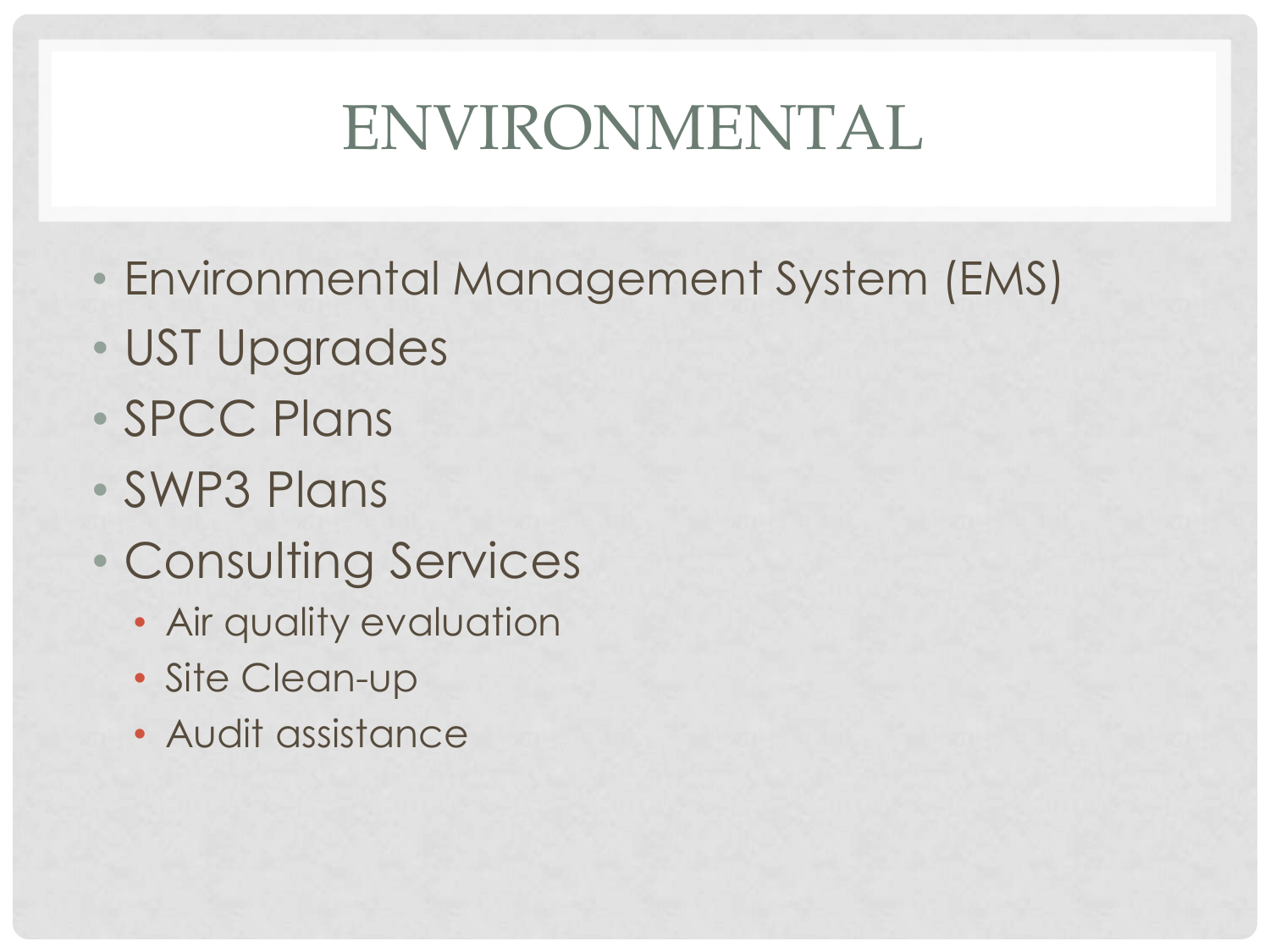# ENVIRONMENTAL

- Environmental Management System (EMS)
- UST Upgrades
- SPCC Plans
- SWP3 Plans
- Consulting Services
  - Air quality evaluation
  - Site Clean-up
  - Audit assistance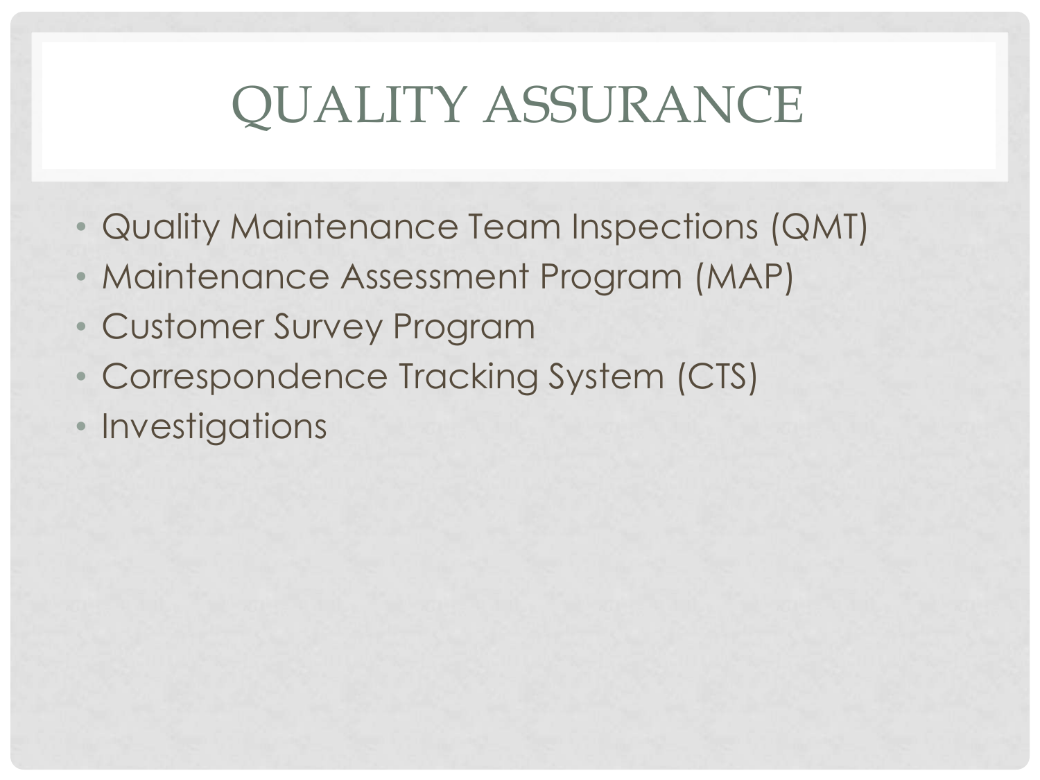# QUALITY ASSURANCE

- Quality Maintenance Team Inspections (QMT)
- Maintenance Assessment Program (MAP)
- Customer Survey Program
- Correspondence Tracking System (CTS)
- Investigations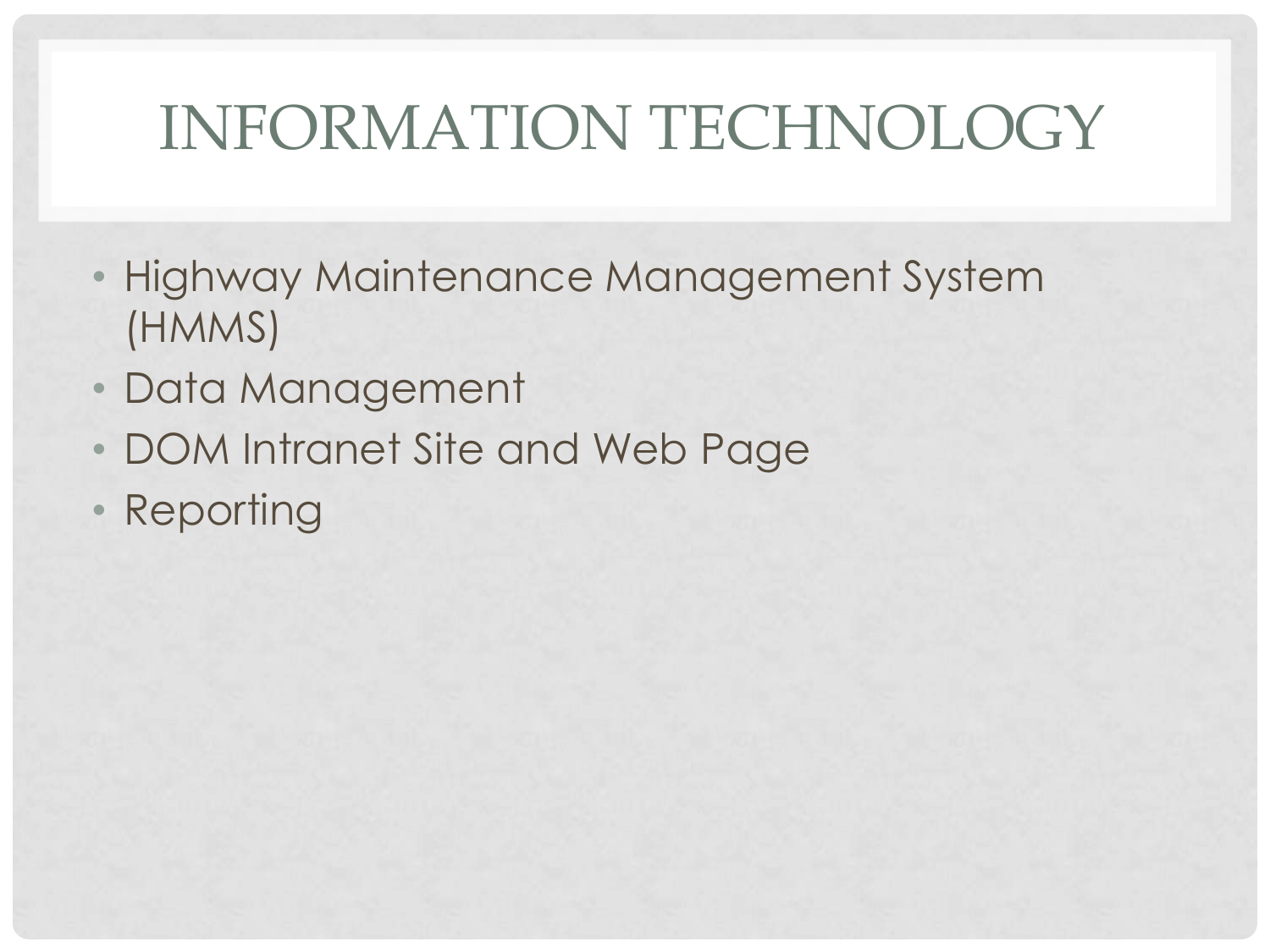# INFORMATION TECHNOLOGY

- Highway Maintenance Management System (HMMS)
- Data Management
- DOM Intranet Site and Web Page
- Reporting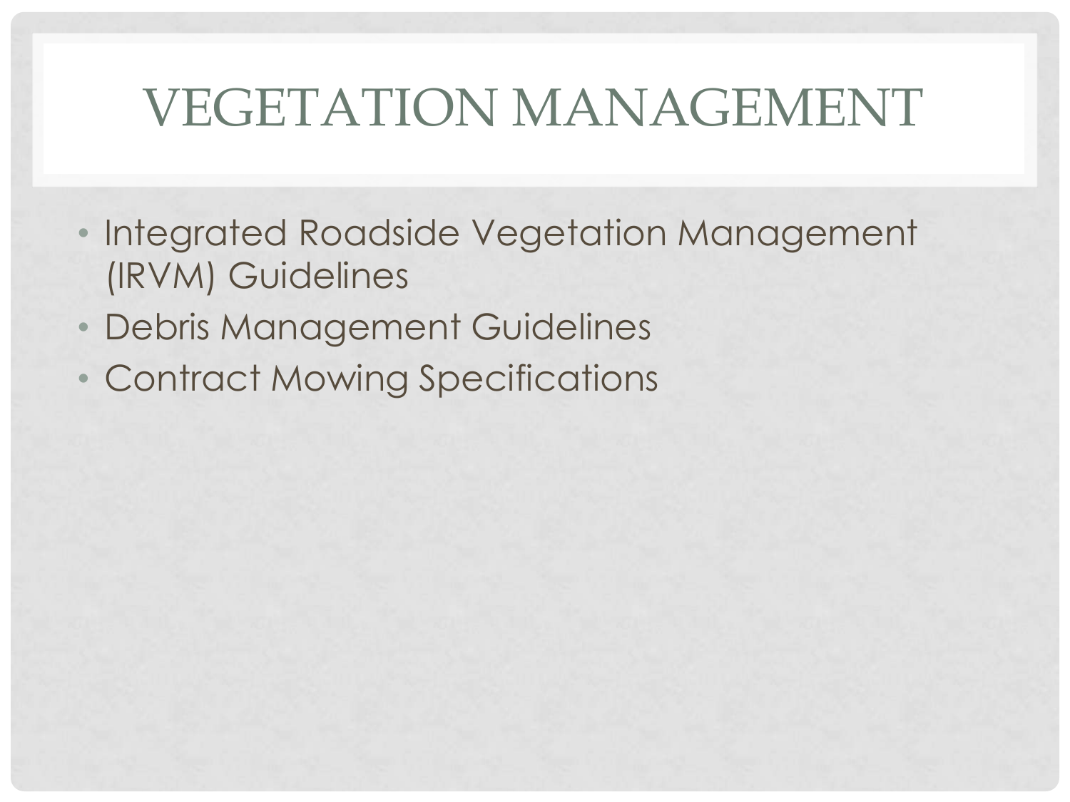# VEGETATION MANAGEMENT

- Integrated Roadside Vegetation Management (IRVM) Guidelines
- Debris Management Guidelines
- Contract Mowing Specifications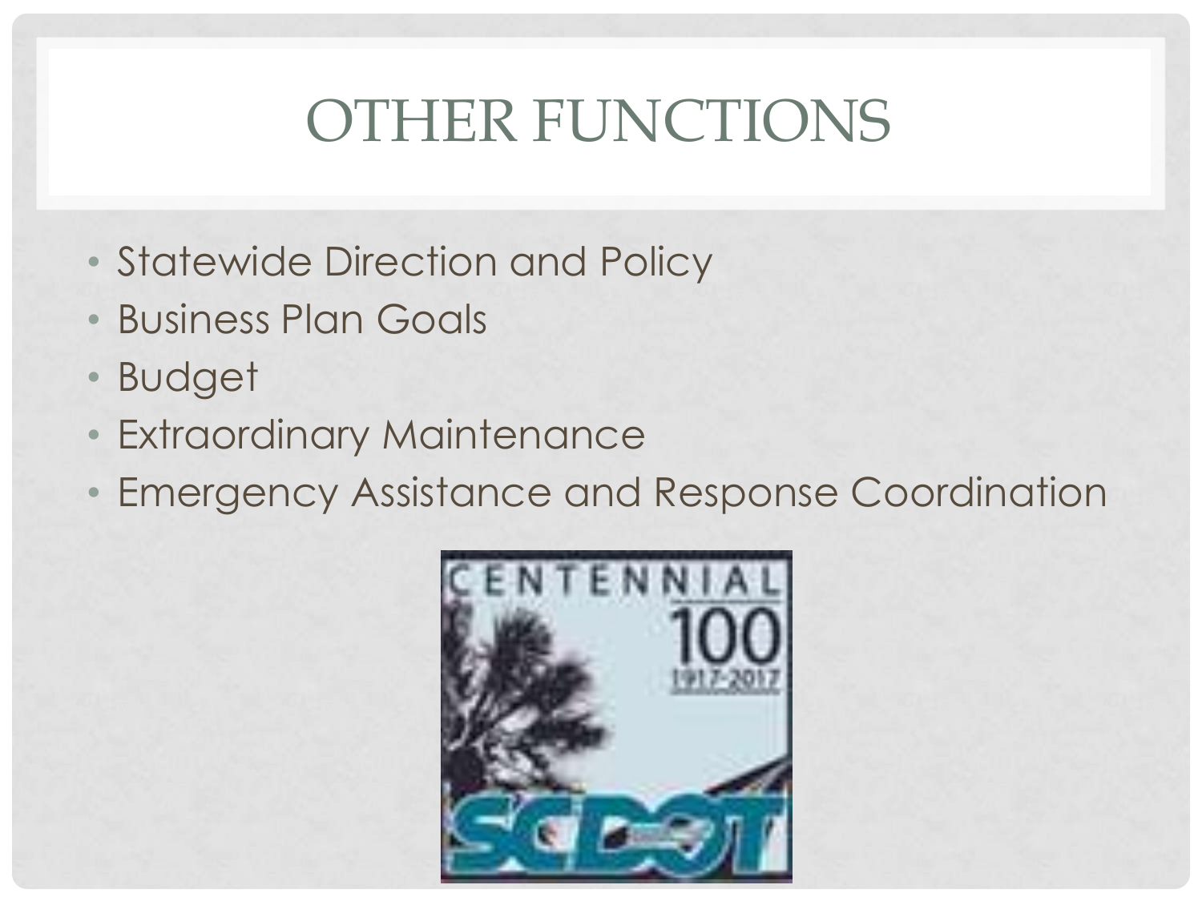# OTHER FUNCTIONS

- Statewide Direction and Policy
- Business Plan Goals
- Budget
- Extraordinary Maintenance
- Emergency Assistance and Response Coordination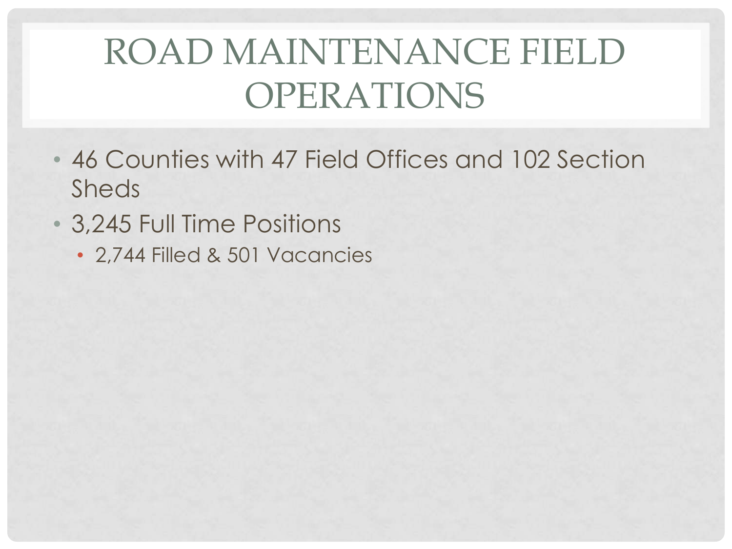# ROAD MAINTENANCE FIELD OPERATIONS

- 46 Counties with 47 Field Offices and 102 Section Sheds
- 3,245 Full Time Positions
  - 2,744 Filled & 501 Vacancies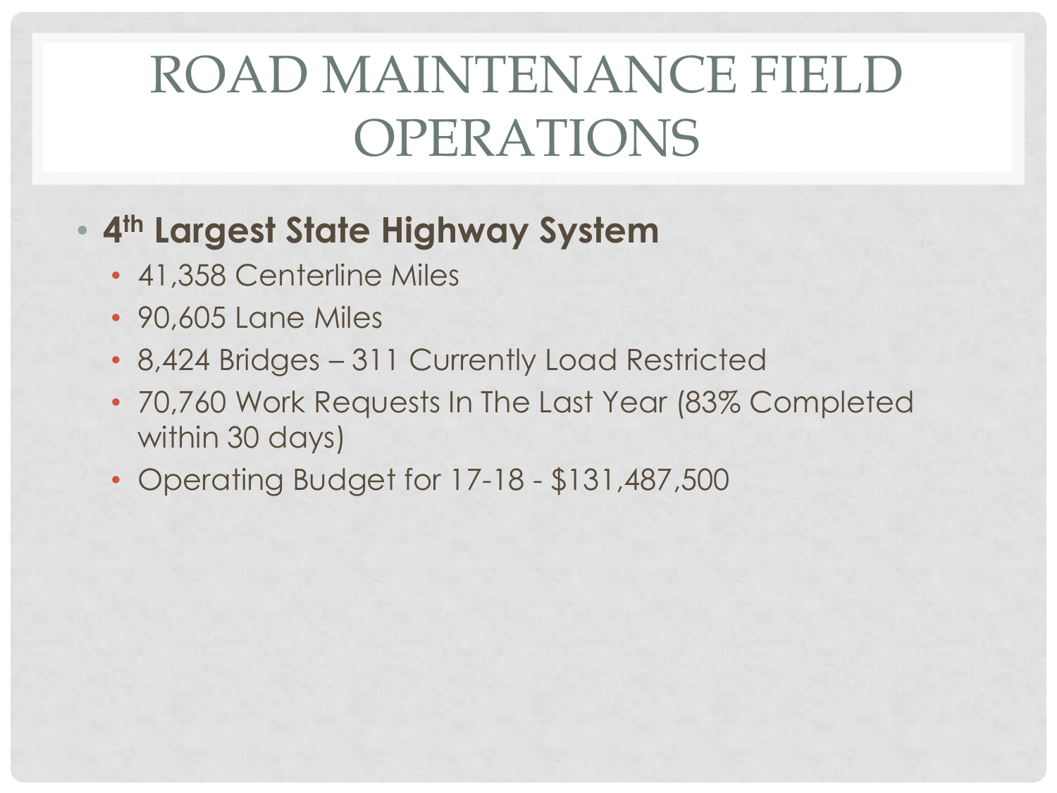# ROAD MAINTENANCE FIELD OPERATIONS

- **4th Largest State Highway System**
  - 41,358 Centerline Miles
  - 90,605 Lane Miles
  - 8,424 Bridges – 311 Currently Load Restricted
  - 70,760 Work Requests In The Last Year (83% Completed within 30 days)
  - Operating Budget for 17-18 - $131,487,500